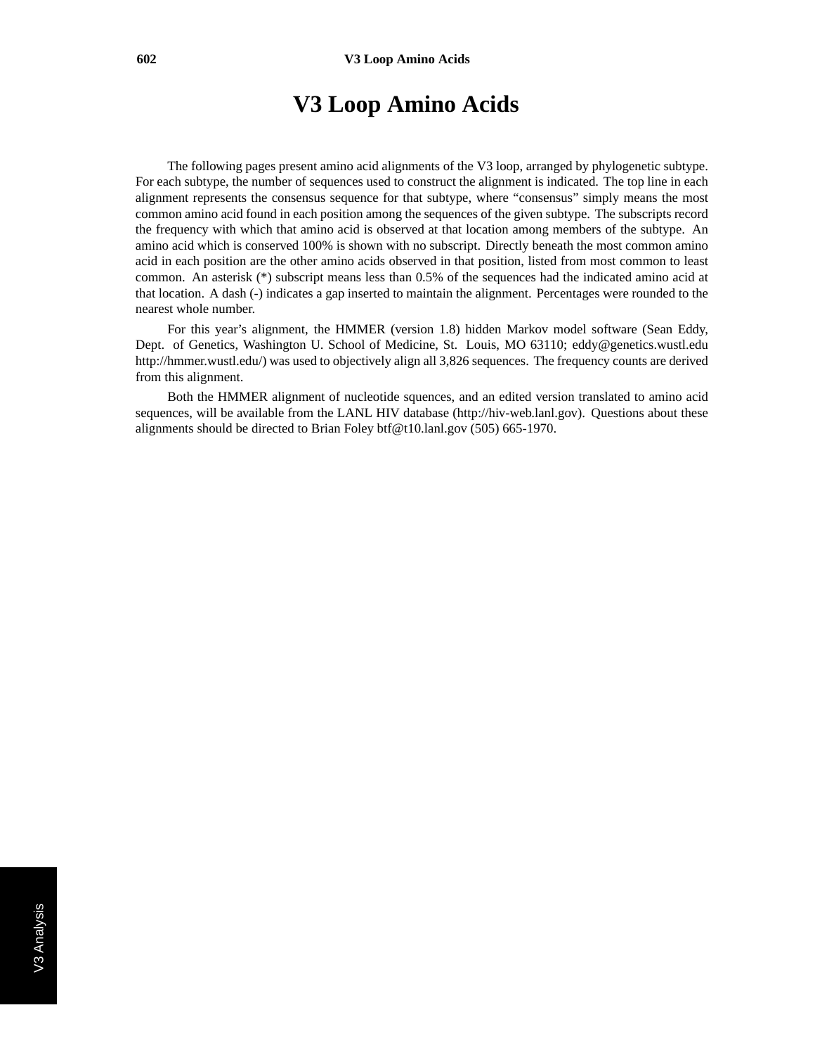# V3 Loop Amino Acids

The following pages present amino acid alignments of the V3 loop, arranged by phylogenetic subtype. For each subtype, the number of sequences used to construct the alignment is indicated. The top line in each alignment represents the consensus sequence for that subtype, where "consensus" simply means the most common amino acid found in each position among the sequences of the given subtype. The subscripts record the frequency with which that amino acid is observed at that location among members of the subtype. An amino acid which is conserved 100% is shown with no subscript. Directly beneath the most common amino acid in each position are the other amino acids observed in that position, listed from most common to least common. An asterisk (*) subscript means less than 0.5% of the sequences had the indicated amino acid at that location. A dash (-) indicates a gap inserted to maintain the alignment. Percentages were rounded to the nearest whole number.

For this year's alignment, the HMMER (version 1.8) hidden Markov model software (Sean Eddy, Dept. of Genetics, Washington U. School of Medicine, St. Louis, MO 63110; eddy@genetics.wustl.edu http://hmmer.wustl.edu/) was used to objectively align all 3,826 sequences. The frequency counts are derived from this alignment.

Both the HMMER alignment of nucleotide squences, and an edited version translated to amino acid sequences, will be available from the LANL HIV database (http://hiv-web.lanl.gov). Questions about these alignments should be directed to Brian Foley btf@t10.lanl.gov (505) 665-1970.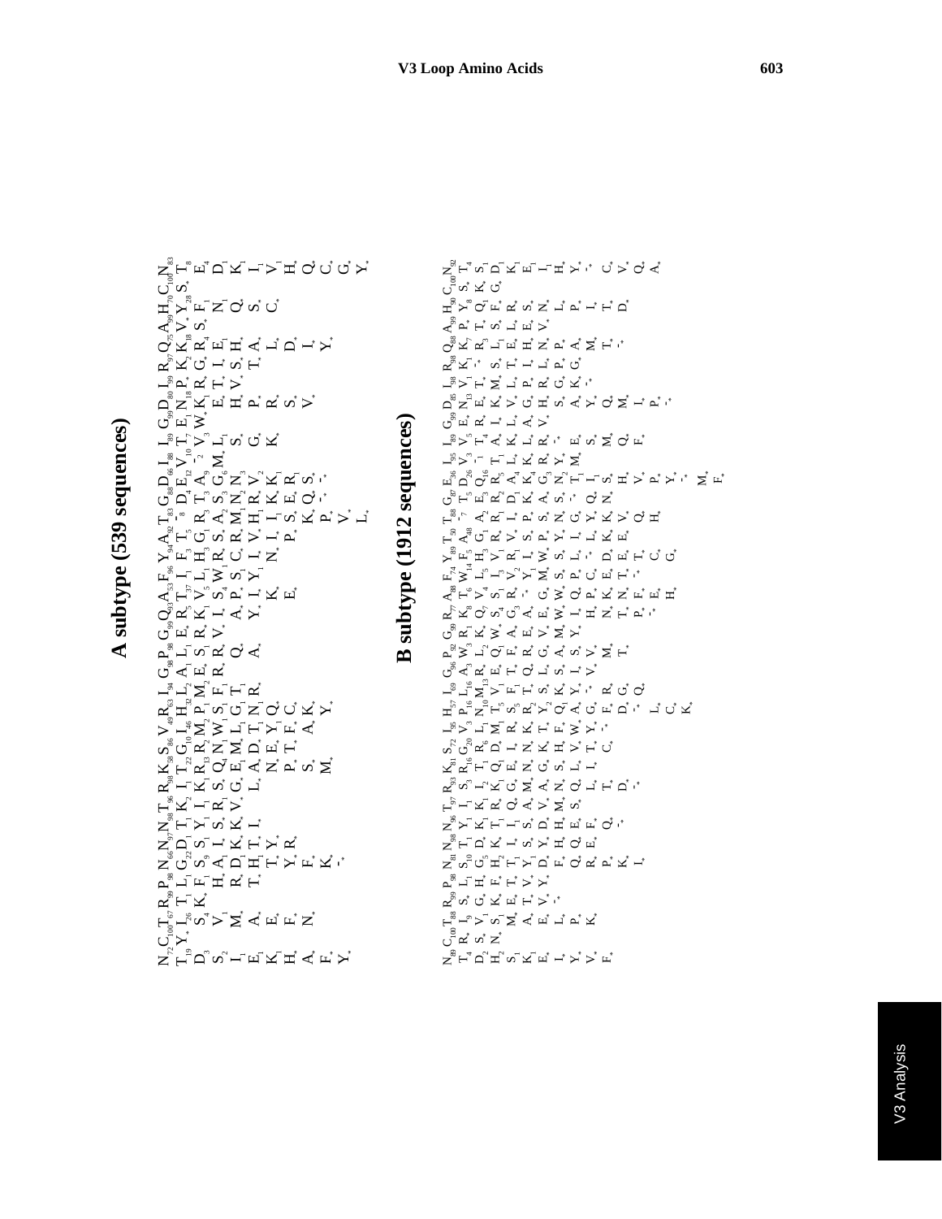# A subtype (539 sequences)

N$_{72}$ C$_{100}$ T$_{67}$ R$_{99}$ P$_{98}$ N$_{66}$ N$_{97}$ N$_{88}$ T$_{96}$ R$_{98}$ K$_{58}$ S$_{86}$ V$_{49}$ R$_{63}$ I$_{94}$ G$_{98}$ P$_{98}$ G$_{99}$ Q$_{93}$ A$_{53}$ F$_{96}$ Y$_{94}$ A$_{92}$ T$_{83}$ G$_{88}$ D$_{66}$ I$_{89}$ G$_{99}$ D$_{80}$ I$_{99}$ R$_{97}$ Q$_{75}$ A$_{99}$ H$_{70}$ C$_{100}$ N$_{83}$

T$_{19}$ Y$_*$ I$_{26}$ L$_1$ G$_{22}$ D$_1$ T$_1$ K$_2$ I$_1$ T$_{22}$ G$_{10}$ I$_{46}$ H$_{32}$ L$_2$ A$_1$ L$_1$ E$_*$ R$_5$ T$_{37}$ I$_1$ F$_3$ T$_5$ -$_8$ D$_4$ E$_{12}$ V$_{10}$ T$_7$ E$_1$ N$_{18}$ P$_*$ K$_2$ K$_{18}$ V$_*$ Y$_{28}$ S$_*$ T$_8$

D$_3$ S$_4$ K$_*$ F$_1$ S$_9$ S$_1$ Y$_1$ I$_1$ K$_1$ R$_{13}$ R$_2$ M$_2$ E$_*$ S$_1$ R$_1$ K$_1$ V$_5$ L$_1$ H$_3$ G$_1$ R$_3$ T$_3$ A$_9$ -$_2$ V$_3$ W$_*$ K$_1$ R$_1$ G$_*$ R$_4$ S$_*$ F$_1$ Y$_*$ S$_*$ E$_4$

S$_2$ V$_1$ H$_*$ A$_1$ I$_*$ S$_*$ R$_1$ S$_*$ Q$_4$ N$_1$ W$_1$ S$_1$ F$_1$ R$_*$ V$_*$ I$_*$ S$_4$ W$_*$ R$_*$ S$_*$ A$_*$ S$_3$ G$_6$ M$_*$ L$_1$ K$_1$ K$_*$ H$_*$ S$_*$ N$_1$ D$_1$

I$_*$ M$_*$ R$_*$ D$_1$ K$_*$ V$_*$ G$_*$ E$_1$ M$_*$ L$_1$ G$_1$ T$_1$ Q$_*$ A$_*$ P$_*$ S$_*$ C$_*$ R$_*$ M$_1$ N$_*$ N$_3$ E$_*$ T$_*$ I$_*$ E$_1$ Q$_*$ K$_1$

E$_1$ A$_*$ T$_*$ H$_*$ T$_*$ I$_*$ L$_*$ A$_*$ D$_*$ T$_*$ N$_*$ R$_*$ A$_*$ Y$_*$ I$_*$ Y$_*$ I$_*$ V$_*$ H$_*$ R$_*$ V$_2$ S$_*$ H$_*$ V$_*$ S$_*$ H$_*$ S$_*$ C$_*$ I$_*$

K$_1$ E$_*$ T$_*$ Y$_*$ N$_*$ E$_*$ Y$_*$ Q$_*$ K$_*$ N$_*$ I$_*$ I$_*$ K$_*$ K$_1$ G$_*$ P$_*$ T$_*$ A$_*$ V$_1$

H$_*$ F$_*$ Y$_*$ R$_*$ P$_*$ T$_*$ F$_*$ C$_*$ E$_*$ P$_*$ S$_*$ E$_*$ R$_1$ K$_*$ R$_*$ L$_*$ H$_*$

A$_*$ N$_*$ F$_*$ S$_*$ A$_*$ K$_*$ K$_*$ Q$_*$ S$_*$ S$_*$ D$_*$ Q$_*$

F$_*$ K$_*$ M$_*$ Y$_*$ P$_*$ -$_*$ V$_*$ I$_*$ C$_*$

Y$_*$ -$_*$ V$_*$ Y$_*$ G$_*$

L$_*$ Y$_*$

# B subtype (1912 sequences)

N$_{89}$ C$_{100}$ T$_{88}$ R$_{99}$ P$_{98}$ N$_{81}$ N$_{98}$ N$_{96}$ T$_{97}$ R$_{93}$ K$_{81}$ S$_{72}$ I$_{95}$ H$_{57}$ I$_{59}$ G$_{96}$ P$_{92}$ G$_{89}$ R$_{77}$ A$_{88}$ F$_{74}$ Y$_{89}$ T$_{50}$ T$_{88}$ G$_{87}$ E$_{36}$ I$_{95}$ I$_{89}$ G$_{99}$ D$_{85}$ I$_{98}$ R$_{98}$ Q$_{88}$ A$_{99}$ H$_{90}$ C$_{100}$ N$_{92}$

T$_4$ R$_*$ I$_9$ S$_*$ L$_1$ S$_{10}$ D$_*$ Y$_1$ I$_1$ S$_3$ R$_{16}$ G$_{20}$ V$_3$ P$_{16}$ L$_{16}$ A$_3$ W$_3$ R$_1$ K$_8$ T$_6$ W$_{14}$ F$_5$ A$_{48}$ -$_7$ T$_5$ D$_{26}$ V$_3$ V$_5$ E$_*$ N$_{13}$ V$_1$ K$_1$ K$_7$ P$_*$ Y$_8$ S$_*$ T$_4$

D$_2$ S$_*$ V$_1$ G$_*$ H$_*$ G$_5$ K$_1$ K$_1$ I$_2$ T$_1$ R$_6$ L$_1$ N$_{10}$ M$_{13}$ R$_*$ L$_2$ K$_1$ Q$_7$ V$_4$ L$_5$ H$_3$ G$_1$ A$_2$ E$_3$ Q$_{16}$ -$_1$ T$_4$ R$_*$ E$_*$ T$_*$ R$_3$ T$_*$ Q$_1$ K$_*$ S$_1$

H$_2$ N$_*$ S$_1$ K$_*$ F$_*$ H$_2$ K$_*$ T$_1$ R$_*$ K$_1$ Q$_1$ D$_*$ M$_1$ E$_*$ Q$_1$ W$_*$ S$_*$ S$_*$ L$_1$ R$_*$ R$_1$ R$_2$ R$_5$ T$_1$ A$_1$ R$_*$ E$_*$ -$_*$ S$_*$ F$_*$ G$_*$ D$_1$

S$_1$ M$_*$ E$_*$ T$_*$ T$_1$ I$_*$ Q$_*$ G$_*$ E$_*$ I$_*$ V$_1$ T$_5$ E$_*$ T$_*$ F$_*$ A$_*$ G$_*$ R$_*$ V$_*$ I$_*$ D$_1$ A$_4$ K$_1$ L$_*$ I$_*$ K$_*$ M$_*$ S$_*$ L$_*$ E$_*$ K$_1$

K$_1$ A$_*$ T$_*$ V$_*$ Y$_1$ S$_*$ A$_*$ M$_*$ R$_*$ I$_*$ N$_*$ S$_*$ S$_1$ R$_2$ Q$_*$ E$_*$ A$_*$ S$_*$ Y$_1$ L$_*$ S$_*$ P$_*$ K$_*$ K$_4$ K$_*$ L$_*$ V$_*$ L$_*$ T$_*$ L$_*$ R$_*$ E$_1$

E$_*$ E$_*$ V$_*$ Y$_*$ D$_*$ D$_*$ V$_*$ G$_*$ N$_*$ K$_*$ R$_*$ Y$_2$ S$_*$ L$_*$ R$_*$ G$_*$ E$_*$ -$_*$ I$_*$ W$_*$ P$_*$ S$_*$ A$_*$ G$_3$ L$_*$ A$_*$ G$_*$ P$_*$ E$_*$ H$_*$ S$_*$ I$_1$

I$_*$ L$_*$ -$_*$ Y$_*$ H$_*$ M$_*$ A$_*$ S$_*$ K$_*$ T$_*$ F$_*$ K$_*$ G$_*$ V$_*$ M$_*$ S$_*$ Y$_*$ N$_*$ S$_*$ R$_*$ R$_*$ H$_*$ N$_*$ R$_*$ V$_*$ L$_*$ P$_*$ H$_*$

Y$_*$ P$_*$ F$_*$ Q$_*$ E$_*$ N$_*$ L$_*$ H$_*$ W$_*$ A$_*$ V$_*$ E$_*$ M$_*$ I$_*$ Q$_*$ G$_*$ -$_*$ R$_*$ S$_*$ Y$_*$ K$_*$ Y$_*$ G$_*$ N$_*$ L$_*$ Y$_*$

V$_*$ K$_*$ Q$_*$ Q$_*$ S$_*$ N$_*$ L$_*$ V$_*$ V$_*$ A$_*$ Y$_*$ W$_*$ I$_*$ E$_*$ T$_*$ I$_*$ T$_*$ -$_*$ Y$_*$ A$_*$ P$_*$ -$_*$ -$_*$

F$_*$ R$_*$ E$_*$ L$_*$ T$_*$ R$_*$ D$_*$ V$_*$ Y$_*$ S$_*$ I$_*$ Q$_*$ E$_*$ E$_*$ -$_*$ S$_*$ E$_*$ Q$_*$ A$_*$ M$_*$ T$_*$ C$_*$

P$_*$ E$_*$ Q$_*$ -$_*$ T$_*$ I$_*$ -$_*$ H$_*$ P$_*$ P$_*$ G$_*$ T$_*$ N$_*$ Q$_*$ V$_*$ H$_*$ Q$_*$ M$_*$ D$_*$ V$_*$

K$_*$ I$_*$ -$_*$ D$_*$ C$_*$ Q$_*$ M$_*$ T$_*$ H$_*$ E$_*$ N$_*$ T$_*$ H$_*$ F$_*$ P$_*$ L$_*$ Q$_*$

L$_*$ C$_*$ K$_*$ -$_*$ P$_*$ C$_*$ -$_*$ P$_*$ Y$_*$ -$_*$ A$_*$

G$_*$ M$_*$ F$_*$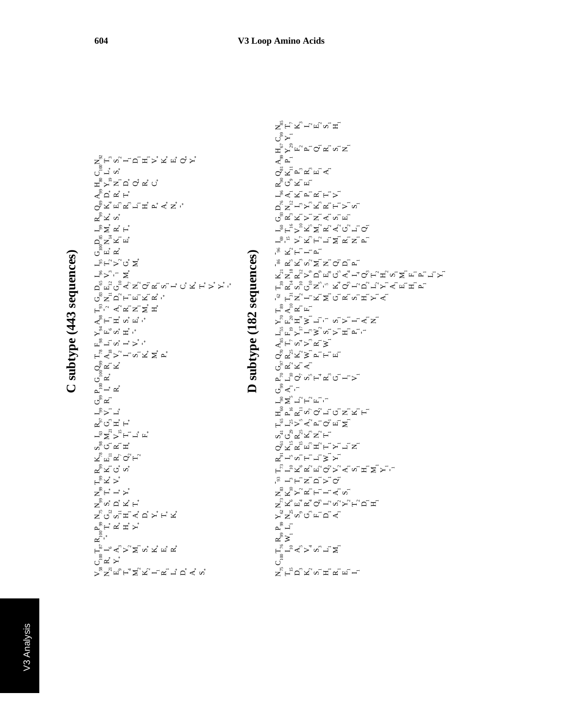# C subtype (443 sequences)

| Pos | Consensus | Variants |
|---|---|---|
| 1 | $V_{58}$ | $N_{21}$ $E_{9}$ $T_{4}$ $M_{2}$ $K_{2}$ $I_{1}$ $R_{1}$ $L_{*}$ $D_{*}$ $A_{*}$ $S_{*}$ |
| 2 | $C_{100}$ | |
| 3 | $T_{87}$ | $R_{*}$ $Y_{*}$ |
| 4 | $R_{100}$ | $I_{6}$ $A_{3}$ $V_{2}$ $M_{1}$ $S_{*}$ $K_{*}$ $E_{*}$ $R_{*}$ |
| 5 | $P_{99}$ | $-_{*}$ $T_{*}$ $R_{*}$ $H_{*}$ $Y_{*}$ |
| 6 | $N_{75}$ | $T_{*}$ $G_{12}$ $S_{11}$ $H_{1}$ $A_{*}$ $D_{*}$ $Y_{*}$ $T_{*}$ $K_{*}$ |
| 7 | $N_{99}$ | $S_{*}$ $D_{*}$ $K_{*}$ $T_{*}$ |
| 8 | $N_{99}$ | $T_{*}$ $I_{*}$ $Y_{*}$ |
| 9 | $T_{99}$ | $K_{*}$ $V_{*}$ |
| 10 | $R_{99}$ | $K_{1}$ $G_{*}$ $S_{*}$ |
| 11 | $K_{78}$ | $E_{11}$ $R_{7}$ $Q_{2}$ $T_{2}$ |
| 12 | $S_{98}$ | $G_{1}$ $R_{1}$ $H_{*}$ |
| 13 | $I_{63}$ | $M_{21}$ $V_{15}$ $T_{1}$ $L_{*}$ $F_{*}$ |
| 14 | $R_{97}$ | $G_{3}$ $H_{*}$ $T_{*}$ |
| 15 | $I_{99}$ | $V_{1}$ $L_{*}$ |
| 16 | $G_{99}$ | $R_{1}$ |
| 17 | $P_{100}$ | $L_{*}$ $R_{*}$ |
| 18 | $G_{100}$ | $R_{*}$ |
| 19 | $Q_{99}$ | $R_{1}$ $K_{*}$ |
| 20 | $T_{78}$ | $A_{18}$ $V_{2}$ $I_{1}$ $S_{1}$ $K_{*}$ $M_{*}$ $P_{*}$ |
| 21 | $F_{98}$ | $L_{1}$ $S_{*}$ $I_{*}$ $V_{*}$ $-_{*}$ |
| 22 | $Y_{94}$ | $F_{6}$ $S_{*}$ $H_{*}$ $L_{*}$ $-_{*}$ |
| 23 | $A_{98}$ | $T_{1}$ $A_{2}$ $S_{*}$ $E_{*}$ $-_{*}$ |
| 24 | $T_{93}$ | $-_{2}$ $D_{2}$ $R_{1}$ $N_{*}$ $M_{*}$ $H_{*}$ |
| 25 | $G_{83}$ | $N_{11}$ $G_{10}$ $A_{7}$ $E_{1}$ $K_{1}$ $R_{*}$ $-_{*}$ |
| 26 | $D_{65}$ | $E_{12}$ $-_{1}$ $M_{*}$ $N_{2}$ $Q_{1}$ $R_{1}$ $S_{1}$ $I_{*}$ $C_{*}$ $K_{*}$ $T_{*}$ $V_{*}$ $Y_{*}$ $-_{*}$ |
| 27 | $I_{95}$ | $V_{3}$ $V_{2}$ $G_{*}$ $M_{*}$ |
| 28 | $I_{96}$ | $T_{2}$ $R_{*}$ |
| 29 | $G_{100}$ | $E_{*}$ |
| 30 | $D_{85}$ | $N_{14}$ $K_{1}$ $E_{*}$ |
| 31 | $I_{99}$ | $M_{*}$ $R_{*}$ $T_{*}$ |
| 32 | $R_{99}$ | $K_{*}$ $S_{*}$ |
| 33 | $Q_{89}$ | $K_{4}$ $E_{3}$ $R_{3}$ $L_{1}$ $H_{*}$ $P_{*}$ $A_{*}$ $N_{*}$ $-_{*}$ |
| 34 | $A_{99}$ | $D_{*}$ $R_{*}$ $T_{*}$ |
| 35 | $H_{80}$ | $Y_{19}$ $N_{1}$ $D_{*}$ $Q_{*}$ $R_{*}$ $C_{*}$ |
| 36 | $C_{100}$ | $L_{*}$ $S_{*}$ |
| 37 | $N_{92}$ | $T_{3}$ $S_{2}$ $I_{1}$ $D_{1}$ $H_{1}$ $V_{*}$ $K_{*}$ $E_{*}$ $Q_{*}$ $Y_{*}$ |

# D subtype (182 sequences)

| Pos | Consensus | Variants |
|---|---|---|
| 1 | $N_{75}$ | $T_{15}$ $D_{3}$ $K_{2}$ $S_{1}$ $H_{1}$ $R_{1}$ $E_{1}$ $I_{1}$ |
| 2 | $C_{100}$ | |
| 3 | $T_{76}$ | $I_{10}$ $A_{5}$ $V_{4}$ $S_{3}$ $L_{1}$ $M_{1}$ |
| 4 | $R_{99}$ | $W_{1}$ |
| 5 | $P_{99}$ | $L_{1}$ |
| 6 | $Y_{62}$ | $N_{25}$ $S_{9}$ $G_{3}$ $F_{1}$ $D_{1}$ $A_{1}$ |
| 7 | $N_{73}$ | $K_{6}$ $E_{4}$ $R_{4}$ $Q_{3}$ $I_{2}$ $S_{2}$ $Y_{2}$ $T_{2}$ $D_{1}$ $H_{1}$ |
| 8 | $N_{83}$ | $K_{10}$ $Y_{2}$ $R_{1}$ $T_{1}$ $I_{1}$ $A_{1}$ $S_{1}$ |
| 9 | $-_{93}$ | $I_{3}$ $T_{1}$ $N_{1}$ $D_{1}$ $V_{1}$ $Q_{1}$ |
| 10 | $T_{73}$ | $I_{10}$ $K_{6}$ $R_{2}$ $E_{2}$ $Q_{2}$ $V_{2}$ $A_{1}$ $S_{1}$ $H_{1}$ $M_{1}$ $Y_{1}$ $-_{1}$ |
| 11 | $R_{91}$ | $I_{5}$ $S_{1}$ $T_{1}$ $L_{1}$ $W_{1}$ $Y_{1}$ |
| 12 | $Q_{61}$ | $K_{15}$ $R_{15}$ $E_{3}$ $H_{2}$ $T_{1}$ $Y_{1}$ $L_{1}$ $N_{1}$ |
| 13 | $S_{41}$ | $G_{29}$ $R_{25}$ $K_{3}$ $N_{2}$ $T_{1}$ |
| 14 | $T_{65}$ | $I_{25}$ $V_{5}$ $A_{2}$ $P_{1}$ $Q_{1}$ $E_{1}$ $M_{1}$ |
| 15 | $H_{60}$ | $P_{16}$ $R_{11}$ $S_{7}$ $Q_{2}$ $L_{1}$ $G_{1}$ $N_{1}$ $K_{1}$ $T_{1}$ |
| 16 | $I_{90}$ | $M_{5}$ $L_{2}$ $T_{2}$ $F_{1}$ $-_{1}$ |
| 17 | $G_{99}$ | $A_{1}$ $-_{1}$ |
| 18 | $P_{70}$ | $L_{10}$ $Q_{7}$ $S_{5}$ $T_{4}$ $R_{3}$ $G_{1}$ $I_{1}$ $V_{1}$ |
| 19 | $G_{97}$ | $R_{2}$ $K_{1}$ $A_{1}$ |
| 20 | $Q_{70}$ | $R_{25}$ $K_{2}$ $W_{1}$ $P_{1}$ $T_{1}$ $E_{1}$ |
| 21 | $A_{85}$ | $T_{7}$ $S_{4}$ $V_{3}$ $R_{1}$ $W_{1}$ |
| 22 | $L_{55}$ | $F_{19}$ $Y_{17}$ $L_{3}$ $W_{2}$ $S_{1}$ $V_{1}$ $H_{1}$ $P_{1}$ $-_{1}$ |
| 23 | $Y_{70}$ | $F_{20}$ $H_{4}$ $W_{1}$ $L_{1}$ $-_{1}$ $S_{1}$ $V_{1}$ $I_{1}$ $A_{1}$ $N_{1}$ |
| 24 | $T_{89}$ | $A_{10}$ $R_{1}$ $F_{1}$ |
| 25 | $-_{62}$ | $T_{31}$ $N_{2}$ $I_{1}$ $K_{1}$ $M_{1}$ $G_{1}$ $R_{1}$ $S_{1}$ $H_{1}$ $Y_{1}$ $A_{1}$ |
| 26 | $T_{39}$ | $R_{14}$ $S_{10}$ $G_{10}$ $N_{5}$ $-_{5}$ $K_{4}$ $Q_{3}$ $I_{2}$ $D_{2}$ $L_{2}$ $Y_{1}$ |
| 27 | $K_{21}$ | $N_{18}$ $R_{12}$ $V_{9}$ $E_{8}$ $G_{5}$ $A_{4}$ $I_{4}$ $Q_{3}$ $T_{2}$ $H_{2}$ $S_{1}$ $M_{1}$ $F_{1}$ $P_{1}$ $L_{1}$ $Y_{1}$ |
| 28 | $-_{86}$ | $R_{5}$ $K_{3}$ $S_{2}$ $D_{1}$ $M_{1}$ $N_{1}$ $Q_{1}$ $D_{1}$ $P_{1}$ |
| 29 | $I_{69}$ | $K_{2}$ $T_{1}$ $I_{1}$ $P_{1}$ |
| 30 | $I_{60}$ | $-_{15}$ $V_{7}$ $K_{3}$ $T_{2}$ $L_{1}$ $M_{1}$ $R_{1}$ $N_{1}$ $P_{1}$ |
| 31 | $G_{93}$ | $T_{16}$ $V_{10}$ $K_{5}$ $M_{2}$ $R_{2}$ $A_{2}$ $G_{2}$ $L_{1}$ $Q_{1}$ |
| 32 | $D_{76}$ | $R_{3}$ $K_{1}$ $V_{1}$ $N_{1}$ $A_{1}$ $S_{1}$ $E_{1}$ |
| 33 | $I_{96}$ | $N_{12}$ $I_{3}$ $Y_{3}$ $K_{3}$ $R_{1}$ $T_{1}$ $V_{1}$ $S_{1}$ |
| 34 | $R_{90}$ | $A_{1}$ $K_{1}$ $P_{1}$ $R_{1}$ $T_{1}$ $V_{1}$ |
| 35 | $Q_{81}$ | $G_{9}$ $K_{1}$ $E_{1}$ |
| 36 | $A_{99}$ | $K_{11}$ $P_{3}$ $R_{3}$ $E_{1}$ $A_{1}$ |
| 37 | $H_{67}$ | $P_{1}$ |
| 38 | $C_{99}$ | $Y_{29}$ $F_{2}$ $P_{1}$ $Q_{1}$ $R_{1}$ $S_{1}$ $N_{1}$ |
| 39 | $N_{85}$ | $Y_{1}$ $T_{7}$ $K_{3}$ $I_{2}$ $E_{2}$ $S_{1}$ $H_{1}$ |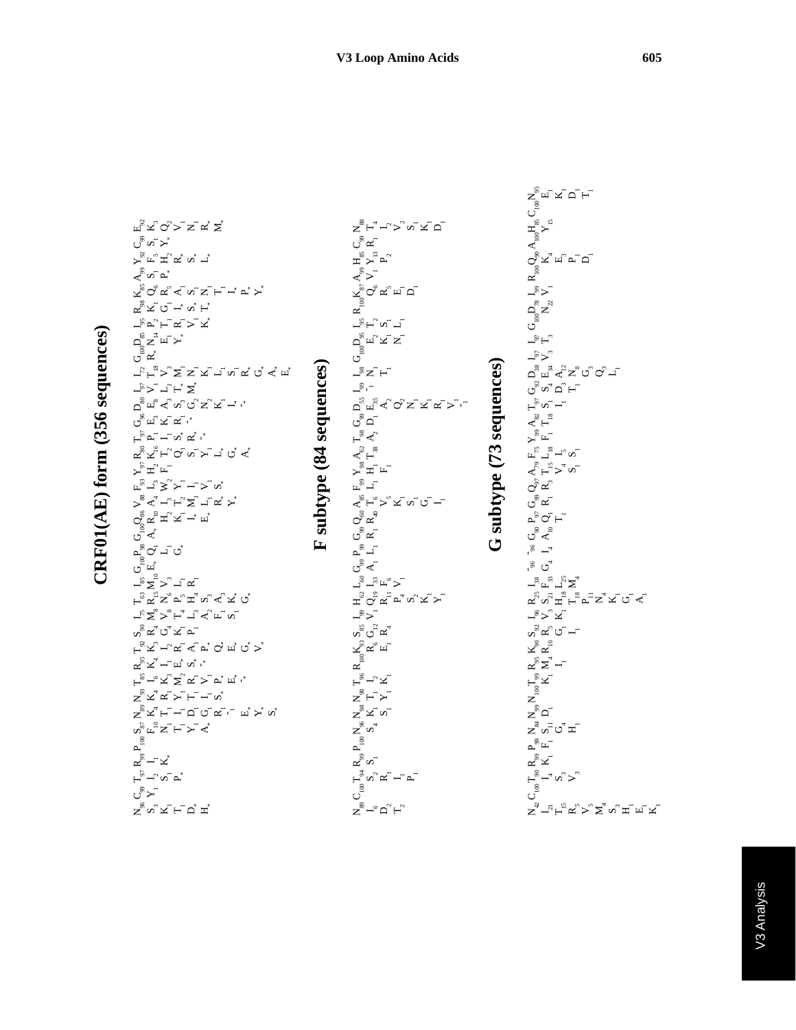# CRF01(AE) form (356 sequences)

$N_{96}\ C_{99}\ T_{97}\ R_{99}\ P_{100}\ S_{87}\ N_{89}\ N_{93}\ T_{85}\ R_{95}\ T_{92}\ S_{90}\ I_{75}\ T_{63}\ I_{85}\ G_{100}\ P_{98}\ G_{100}\ Q_{86}\ V_{88}\ F_{93}\ Y_{97}\ R_{80}\ T_{97}\ G_{96}\ D_{80}\ I_{97}\ I_{72}\ G_{100}\ D_{85}\ I_{95}\ R_{98}\ K_{85}\ A_{99}\ Y_{92}\ C_{99}\ E_{92}$

$S_{3}\ Y_{1}\ I_{2}\ I_{1}\ F_{10}\ K_{4}\ K_{4}\ I_{6}\ K_{4}\ K_{3}\ R_{4}\ R_{15}\ M_{10}\ E_{*}\ Q_{1}\ A_{*}\ R_{10}\ A_{4}\ L_{3}\ H_{2}\ K_{16}\ P_{1}\ E_{3}\ E_{8}\ V_{1}\ T_{18}\ R_{*}\ N_{14}\ P_{2}\ K_{1}\ Q_{6}\ S_{1}\ F_{5}\ S_{1}\ K_{3}$

$K_{1}\ S_{1}\ K_{*}\ N_{1}\ T_{1}\ R_{1}\ K_{3}\ I_{2}\ G_{4}\ M_{8}\ V_{8}\ N_{6}\ V_{3}\ L_{1}\ H_{2}\ I_{3}\ W_{2}\ F_{1}\ T_{2}\ I_{1}\ K_{1}\ A_{3}\ L_{1}\ V_{3}\ E_{1}\ T_{1}\ G_{1}\ R_{5}\ H_{2}\ Y_{*}\ Q_{2}$

$T_{1}\ P_{*}\ T_{1}\ I_{1}\ Y_{1}\ M_{2}\ K_{1}\ K_{1}\ T_{4}\ P_{5}\ L_{1}\ R_{1}\ G_{*}\ K_{1}\ T_{2}\ Y_{1}\ Q_{1}\ S_{*}\ R_{1}\ S_{3}\ T_{*}\ M_{1}\ Y_{*}\ R_{1}\ I_{*}\ A_{1}\ P_{*}\ R_{*}\ V_{1}$

$D_{*}\ Y_{1}\ D_{1}\ T_{1}\ S_{*}\ R_{1}\ P_{1}\ L_{3}\ H_{4}\ R_{1}\ I_{*}\ M_{1}\ I_{1}\ S_{1}\ R_{*}\ G_{2}\ M_{*}\ N_{1}\ V_{1}\ S_{1}\ S_{*}\ L_{*}\ N_{1}$

$H_{*}\ A_{*}\ G_{1}\ I_{1}\ P_{*}\ A_{1}\ A_{2}\ S_{3}\ E_{*}\ L_{1}\ V_{1}\ Y_{1}\ L_{*}\ N_{2}\ K_{1}\ K_{*}\ T_{*}\ N_{1}\ I_{*}\ R_{*}$

$S_{*}\ R_{1}\ E_{*}\ P_{*}\ F_{1}\ A_{3}\ R_{*}\ S_{*}\ L_{*}\ G_{*}\ K_{1}\ L_{1}\ T_{1}\ P_{*}\ M_{*}$

$-_{1}\ E_{*}\ Q_{*}\ S_{1}\ K_{*}\ Y_{*}\ G_{*}\ -_{*}\ L_{*}\ S_{1}\ Y_{*}$

$E_{*}\ -_{*}\ E_{*}\ G_{*}\ A_{*}\ R_{*}$

$Y_{*}\ G_{*}\ G_{*}$

$S_{*}\ V_{*}\ A_{*}$

$E_{*}$

# F subtype (84 sequences)

$N_{89}\ C_{100}\ T_{94}\ R_{99}\ P_{100}\ N_{96}\ N_{98}\ N_{98}\ T_{96}\ R_{100}\ K_{93}\ S_{85}\ I_{99}\ H_{62}\ L_{60}\ G_{99}\ P_{99}\ G_{99}\ Q_{60}\ A_{85}\ F_{99}\ Y_{98}\ A_{62}\ T_{98}\ G_{99}\ D_{55}\ I_{99}\ I_{98}\ G_{100}\ D_{95}\ I_{95}\ R_{100}\ K_{87}\ A_{99}\ H_{85}\ C_{99}\ N_{88}$

$I_{6}\ S_{2}\ S_{1}\ S_{4}\ K_{1}\ T_{1}\ L_{2}\ R_{6}\ G_{12}\ V_{1}\ Q_{19}\ I_{33}\ A_{1}\ L_{1}\ R_{1}\ R_{40}\ T_{6}\ L_{1}\ H_{1}\ T_{38}\ A_{2}\ D_{1}\ E_{35}\ N_{1}\ E_{2}\ T_{2}\ Q_{6}\ V_{1}\ Y_{13}\ R_{1}\ T_{4}$

$D_{2}\ R_{1}\ S_{1}\ Y_{1}\ K_{1}\ E_{1}\ R_{4}\ R_{11}\ F_{6}\ V_{5}\ F_{1}\ -_{1}\ T_{1}\ K_{1}\ S_{1}\ R_{5}\ P_{2}\ I_{2}$

$T_{2}\ I_{1}\ P_{4}\ V_{1}\ K_{1}\ A_{2}\ N_{1}\ E_{1}\ V_{2}$

$P_{1}\ S_{2}\ S_{1}\ Q_{2}\ L_{1}\ D_{1}\ S_{1}$

$K_{1}\ G_{1}\ N_{1}\ K_{1}$

$Y_{1}\ I_{1}\ K_{1}\ D_{1}$

$R_{1}$

$V_{1}$

$-_{1}$

# G subtype (73 sequences)

$N_{42}\ C_{100}\ T_{90}\ R_{99}\ P_{99}\ N_{84}\ N_{99}\ N_{100}\ T_{99}\ R_{95}\ K_{90}\ S_{92}\ I_{96}\ R_{25}\ I_{38}\ -_{96}\ G_{90}\ P_{97}\ G_{99}\ Q_{97}\ A_{79}\ F_{75}\ Y_{99}\ A_{82}\ T_{97}\ G_{92}\ D_{38}\ I_{97}\ I_{97}\ G_{100}\ D_{78}\ I_{99}\ R_{100}\ Q_{90}\ A_{100}\ H_{85}\ C_{100}\ N_{95}$

$I_{21}\ I_{4}\ K_{1}\ F_{1}\ S_{11}\ D_{1}\ K_{1}\ M_{4}\ R_{10}\ R_{5}\ V_{3}\ S_{21}\ F_{33}\ G_{4}\ A_{10}\ Q_{1}\ R_{1}\ R_{1}\ T_{15}\ L_{18}\ F_{1}\ T_{18}\ S_{1}\ S_{4}\ E_{34}\ V_{3}\ T_{3}\ N_{22}\ V_{1}\ K_{4}\ Y_{15}\ E_{1}$

$T_{15}\ S_{3}\ G_{4}\ I_{1}\ G_{1}\ K_{1}\ H_{18}\ L_{25}\ I_{4}\ T_{1}\ V_{4}\ I_{5}\ I_{1}\ D_{3}\ A_{12}\ E_{3}\ K_{1}$

$R_{5}\ V_{3}\ H_{1}\ I_{1}\ T_{18}\ M_{4}\ S_{1}\ S_{1}\ T_{1}\ N_{8}\ P_{1}\ D_{1}$

$V_{5}\ P_{11}\ G_{3}\ D_{1}$

$M_{4}\ N_{4}\ Q_{3}\ T_{1}$

$S_{3}\ K_{1}\ L_{1}$

$H_{1}\ G_{1}$

$E_{1}\ A_{1}$

$K_{1}$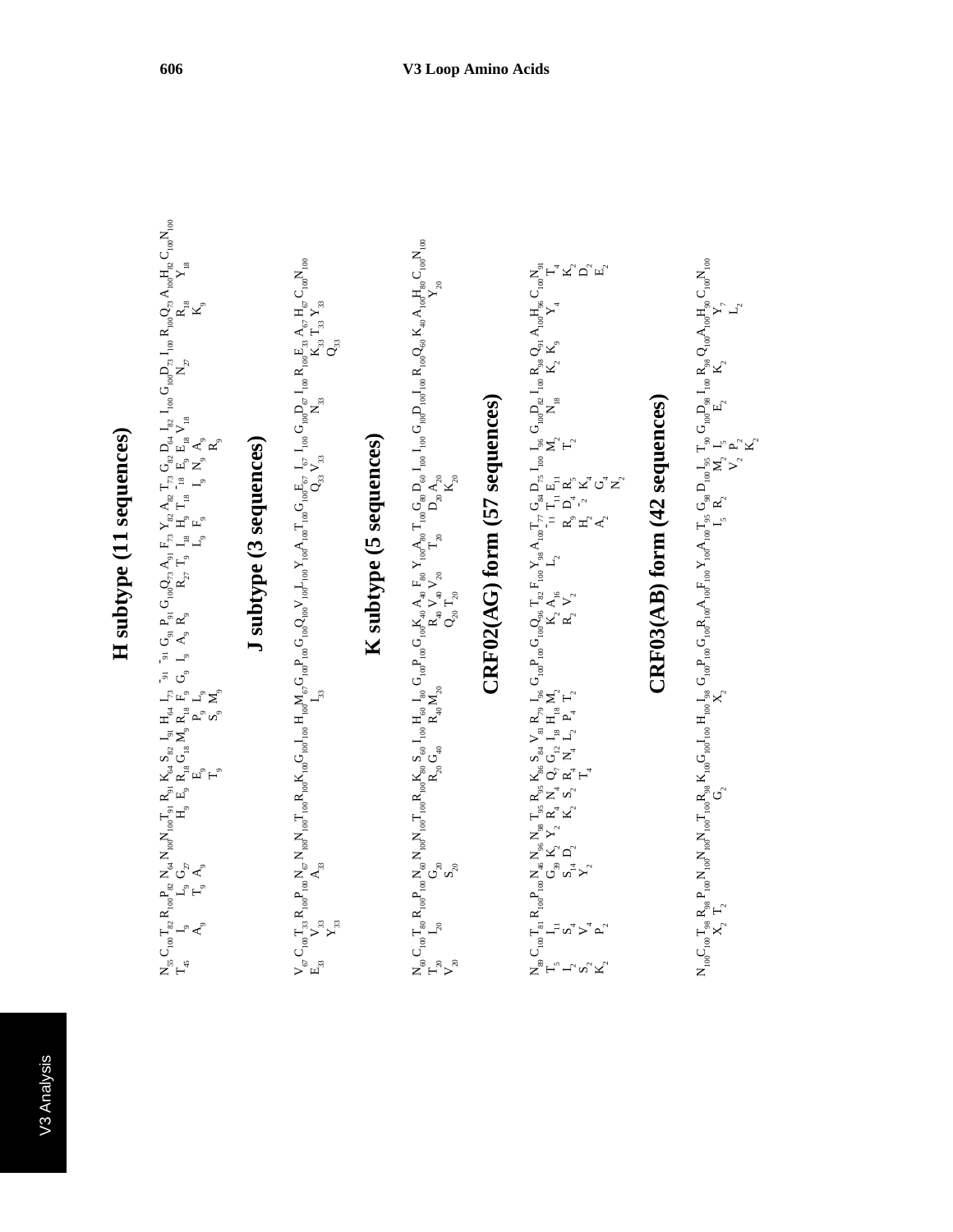# H subtype (11 sequences)

$N_{55}\ C_{100}\ T_{82}\ R_{100}\ P_{82}\ N_{64}\ N_{100}\ T_{91}\ R_{91}\ K_{64}\ S_{82}\ I_{91}\ H_{64}\ I_{73}\ -_{91}\ G_{91}\ P_{91}\ G_{100}\ Q_{73}\ A_{91}\ F_{73}\ Y_{82}\ A_{82}\ T_{73}\ G_{82}\ D_{64}\ I_{82}\ I_{100}\ G_{100}\ D_{73}\ I_{100}\ R_{100}\ Q_{73}\ A_{100}\ H_{82}\ C_{100}\ N_{100}$

$T_{45}\ I_{9}\ L_{9}\ G_{27}\ H_{9}\ E_{9}\ R_{18}\ G_{18}\ M_{9}\ R_{18}\ F_{9}\ G_{9}\ I_{9}\ A_{9}\ R_{9}\ R_{27}\ T_{9}\ I_{18}\ H_{9}\ T_{18}\ -_{18}\ E_{9}\ E_{18}\ V_{18}\ N_{27}\ R_{18}\ Y_{18}$

$A_{9}\ T_{9}\ A_{9}\ E_{9}\ P_{9}\ L_{9}\ L_{9}\ F_{9}\ I_{9}\ N_{9}\ A_{9}\ K_{9}$

$T_{9}\ S_{9}\ M_{9}\ R_{9}$

# J subtype (3 sequences)

$V_{67}\ C_{100}\ T_{33}\ R_{100}\ P_{100}\ N_{67}\ N_{100}\ T_{100}\ R_{100}\ K_{100}\ G_{100}\ I_{100}\ H_{100}\ M_{67}\ G_{100}\ P_{100}\ G_{100}\ Q_{100}\ V_{100}\ L_{100}\ Y_{100}\ A_{100}\ T_{100}\ G_{100}\ E_{67}\ I_{67}\ I_{100}\ G_{100}\ D_{67}\ I_{100}\ R_{100}\ E_{33}\ A_{67}\ H_{67}\ C_{100}\ N_{100}$

$E_{33}\ V_{33}\ A_{33}\ I_{33}\ Q_{33}\ V_{33}\ N_{33}\ K_{33}\ T_{33}\ Y_{33}$

$Y_{33}\ Q_{33}$

# K subtype (5 sequences)

$N_{60}\ C_{100}\ T_{80}\ R_{100}\ P_{100}\ N_{60}\ N_{100}\ N_{100}\ T_{100}\ R_{100}\ K_{80}\ S_{60}\ I_{100}\ H_{60}\ I_{80}\ G_{100}\ P_{100}\ G_{100}\ K_{40}\ A_{40}\ F_{80}\ Y_{100}\ A_{80}\ T_{100}\ G_{100}\ D_{60}\ I_{100}\ I_{100}\ G_{100}\ D_{100}\ I_{100}\ R_{100}\ Q_{60}\ K_{40}\ A_{100}\ H_{80}\ C_{100}\ N_{100}$

$T_{20}\ I_{20}\ G_{20}\ R_{20}\ G_{40}\ R_{40}\ M_{20}\ R_{40}\ V_{40}\ V_{20}\ T_{20}\ D_{20}\ A_{20}\ Y_{20}$

$V_{20}\ S_{20}\ Q_{20}\ T_{20}\ K_{20}$

# CRF02(AG) form (57 sequences)

$N_{89}\ C_{100}\ T_{81}\ R_{100}\ P_{100}\ N_{46}\ N_{96}\ N_{98}\ T_{95}\ R_{95}\ K_{86}\ S_{84}\ V_{81}\ R_{79}\ I_{96}\ G_{100}\ P_{100}\ G_{100}\ Q_{96}\ T_{82}\ F_{100}\ Y_{98}\ A_{100}\ T_{77}\ G_{84}\ D_{75}\ I_{96}\ I_{96}\ G_{100}\ D_{82}\ I_{100}\ R_{98}\ Q_{91}\ A_{100}\ H_{96}\ C_{100}\ N_{91}$

$T_{5}\ I_{11}\ G_{39}\ K_{2}\ R_{4}\ N_{4}\ Q_{7}\ G_{12}\ H_{18}\ M_{2}\ K_{2}\ A_{16}\ L_{2}\ -_{11}\ T_{11}\ E_{11}\ M_{2}\ N_{18}\ K_{2}\ K_{9}\ Y_{4}\ T_{4}$

$I_{2}\ S_{4}\ S_{14}\ D_{2}\ Y_{2}\ K_{2}\ S_{2}\ R_{4}\ N_{4}\ L_{2}\ P_{4}\ T_{2}\ R_{2}\ V_{2}\ R_{9}\ D_{4}\ R_{5}\ T_{2}\ K_{2}$

$S_{2}\ V_{4}\ Y_{2}\ T_{4}\ H_{2}\ -_{2}\ K_{4}\ D_{2}$

$K_{2}\ P_{2}\ A_{2}\ G_{4}\ E_{2}$

$N_{2}$

# CRF03(AB) form (42 sequences)

$N_{100}\ C_{100}\ T_{98}\ R_{98}\ P_{100}\ N_{100}\ N_{100}\ N_{100}\ T_{100}\ R_{98}\ K_{100}\ G_{100}\ I_{100}\ H_{100}\ I_{98}\ G_{100}\ P_{100}\ G_{100}\ R_{100}\ A_{100}\ F_{100}\ Y_{100}\ A_{100}\ T_{95}\ G_{98}\ D_{100}\ I_{95}\ T_{90}\ G_{100}\ D_{98}\ I_{100}\ R_{98}\ Q_{100}\ A_{100}\ H_{90}\ C_{100}\ N_{100}$

$X_{2}\ T_{2}\ G_{2}\ X_{2}\ I_{5}\ R_{2}\ M_{2}\ I_{5}\ E_{2}\ K_{2}\ Y_{7}$

$V_{2}\ P_{2}\ L_{2}$

$K_{2}$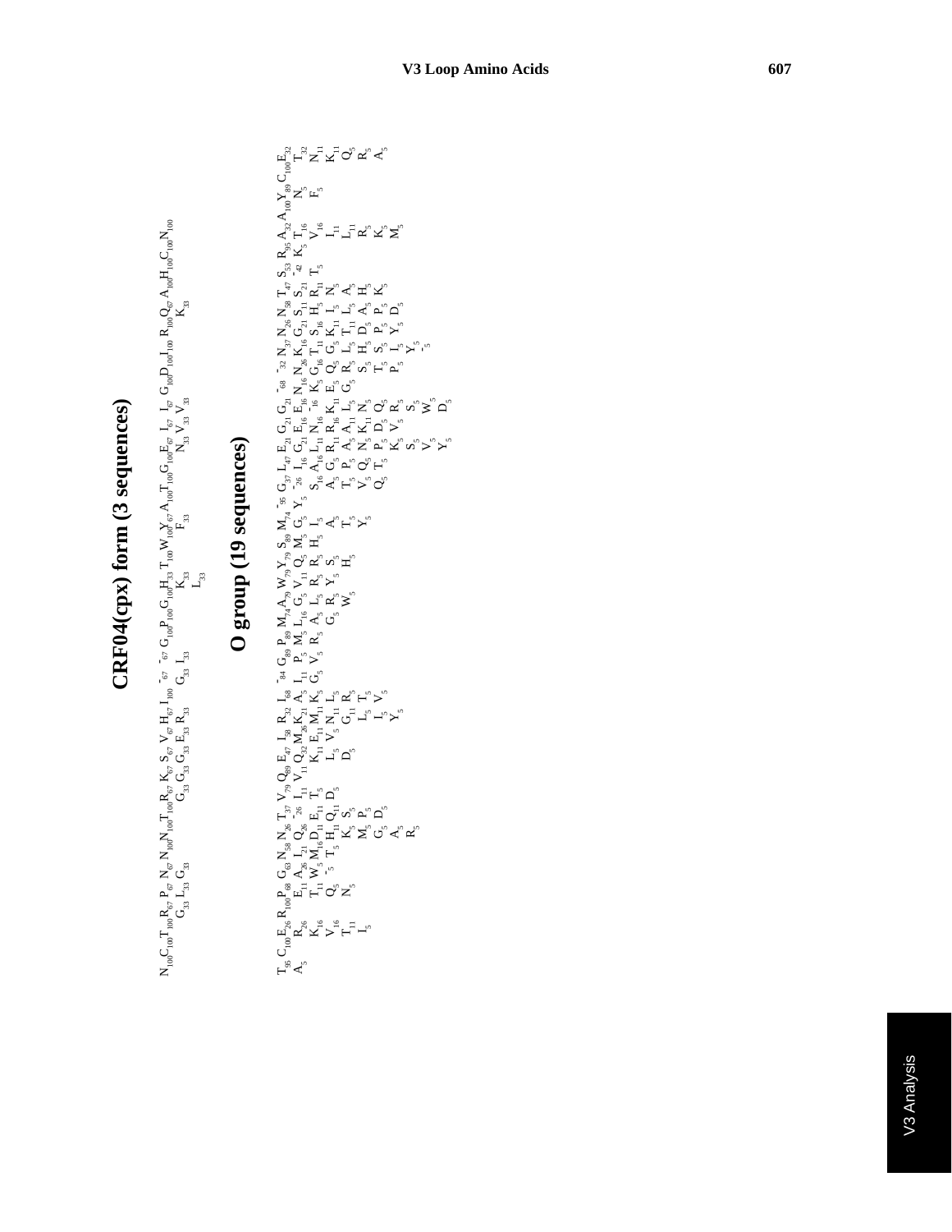## CRF04(cpx) form (3 sequences)

$N_{100}$ $C_{100}$ $T_{100}$ $R_{67}$ $P_{67}$ $N_{67}$ $N_{100}$ $N_{100}$ $T_{100}$ $R_{67}$ $K_{67}$ $S_{67}$ $V_{67}$ $H_{67}$ $I_{100}$ $-_{67}$ $-_{67}$ $G_{100}$ $P_{100}$ $G_{100}$ $H_{33}$ $T_{100}$ $W_{100}$ $Y_{67}$ $A_{100}$ $T_{100}$ $G_{100}$ $E_{67}$ $I_{67}$ $I_{67}$ $G_{100}$ $D_{100}$ $I_{100}$ $R_{100}$ $Q_{67}$ $A_{100}$ $H_{100}$ $C_{100}$ $N_{100}$

$G_{33}$ $L_{33}$ $G_{33}$ $G_{33}$ $G_{33}$ $G_{33}$ $E_{33}$ $R_{33}$ $G_{33}$ $I_{33}$ $K_{33}$ $F_{33}$ $N_{33}$ $V_{33}$ $V_{33}$ $K_{33}$

$L_{33}$

## O group (19 sequences)

$T_{95}$ $C_{100}$ $E_{26}$ $R_{100}$ $P_{68}$ $G_{63}$ $N_{58}$ $N_{26}$ $T_{37}$ $V_{79}$ $Q_{89}$ $E_{47}$ $I_{58}$ $R_{32}$ $I_{58}$ $-_{84}$ $G_{89}$ $P_{89}$ $M_{74}$ $A_{79}$ $W_{79}$ $Y_{79}$ $S_{89}$ $M_{74}$ $-_{95}$ $G_{37}$ $L_{47}$ $E_{21}$ $G_{21}$ $G_{21}$ $-_{68}$ $-_{32}$ $N_{37}$ $N_{26}$ $N_{58}$ $T_{47}$ $S_{53}$ $R_{95}$ $A_{32}$ $A_{32}$ $Y_{100}$ $Y_{89}$ $C_{100}$ $E_{32}$

$A_{5}$ $R_{26}$ $E_{11}$ $A_{26}$ $I_{21}$ $Q_{26}$ $-_{26}$ $I_{11}$ $V_{11}$ $Q_{32}$ $M_{26}$ $K_{21}$ $A_{5}$ $I_{11}$ $P_{5}$ $M_{5}$ $L_{16}$ $G_{5}$ $V_{11}$ $Q_{5}$ $M_{5}$ $G_{5}$ $Y_{5}$ $-_{26}$ $I_{16}$ $G_{21}$ $E_{16}$ $E_{16}$ $N_{16}$ $N_{26}$ $K_{16}$ $G_{21}$ $S_{21}$ $-_{42}$ $K_{5}$ $T_{16}$ $N_{5}$ $T_{32}$

$K_{16}$ $T_{11}$ $W_{5}$ $M_{16}$ $D_{11}$ $E_{11}$ $T_{5}$ $K_{11}$ $E_{11}$ $M_{11}$ $K_{5}$ $G_{5}$ $V_{5}$ $M_{5}$ $L_{16}$ $A_{5}$ $L_{5}$ $R_{5}$ $R_{5}$ $H_{5}$ $I_{5}$ $S_{16}$ $A_{16}$ $L_{11}$ $N_{16}$ $R_{16}$ $-_{16}$ $K_{5}$ $G_{16}$ $T_{11}$ $S_{11}$ $R_{11}$ $T_{5}$ $V_{16}$ $F_{5}$ $N_{11}$

$V_{16}$ $Q_{5}$ $-_{5}$ $T_{5}$ $H_{11}$ $Q_{11}$ $D_{5}$ $L_{5}$ $V_{5}$ $N_{11}$ $L_{5}$ $V_{5}$ $R_{5}$ $A_{5}$ $G_{5}$ $R_{5}$ $Y_{5}$ $S_{5}$ $A_{5}$ $A_{5}$ $G_{5}$ $R_{11}$ $K_{11}$ $E_{5}$ $Q_{5}$ $K_{5}$ $G_{5}$ $S_{16}$ $H_{5}$ $N_{5}$ $I_{11}$ $K_{11}$

$T_{11}$ $N_{5}$ $K_{5}$ $S_{5}$ $D_{5}$ $G_{11}$ $R_{5}$ $G_{5}$ $W_{5}$ $H_{5}$ $T_{5}$ $T_{5}$ $P_{5}$ $A_{5}$ $A_{11}$ $L_{5}$ $G_{5}$ $R_{5}$ $K_{11}$ $I_{5}$ $A_{5}$ $L_{11}$ $Q_{5}$

$I_{5}$ $M_{5}$ $P_{5}$ $L_{5}$ $T_{5}$ $Y_{5}$ $V_{5}$ $Q_{5}$ $N_{5}$ $K_{11}$ $N_{5}$ $S_{5}$ $L_{5}$ $T_{11}$ $L_{5}$ $R_{5}$ $R_{5}$

$G_{5}$ $D_{5}$ $I_{5}$ $V_{5}$ $Q_{5}$ $T_{5}$ $P_{5}$ $D_{5}$ $Q_{5}$ $H_{5}$ $D_{5}$ $A_{5}$ $H_{5}$ $K_{5}$ $A_{5}$

$A_{5}$ $Y_{5}$ $K_{5}$ $V_{5}$ $R_{5}$ $T_{5}$ $S_{5}$ $P_{5}$ $K_{5}$ $M_{5}$

$R_{5}$ $S_{5}$ $S_{5}$ $P_{5}$ $I_{5}$ $Y_{5}$ $D_{5}$

$V_{5}$ $W_{5}$ $Y_{5}$ $-_{5}$

$Y_{5}$ $D_{5}$